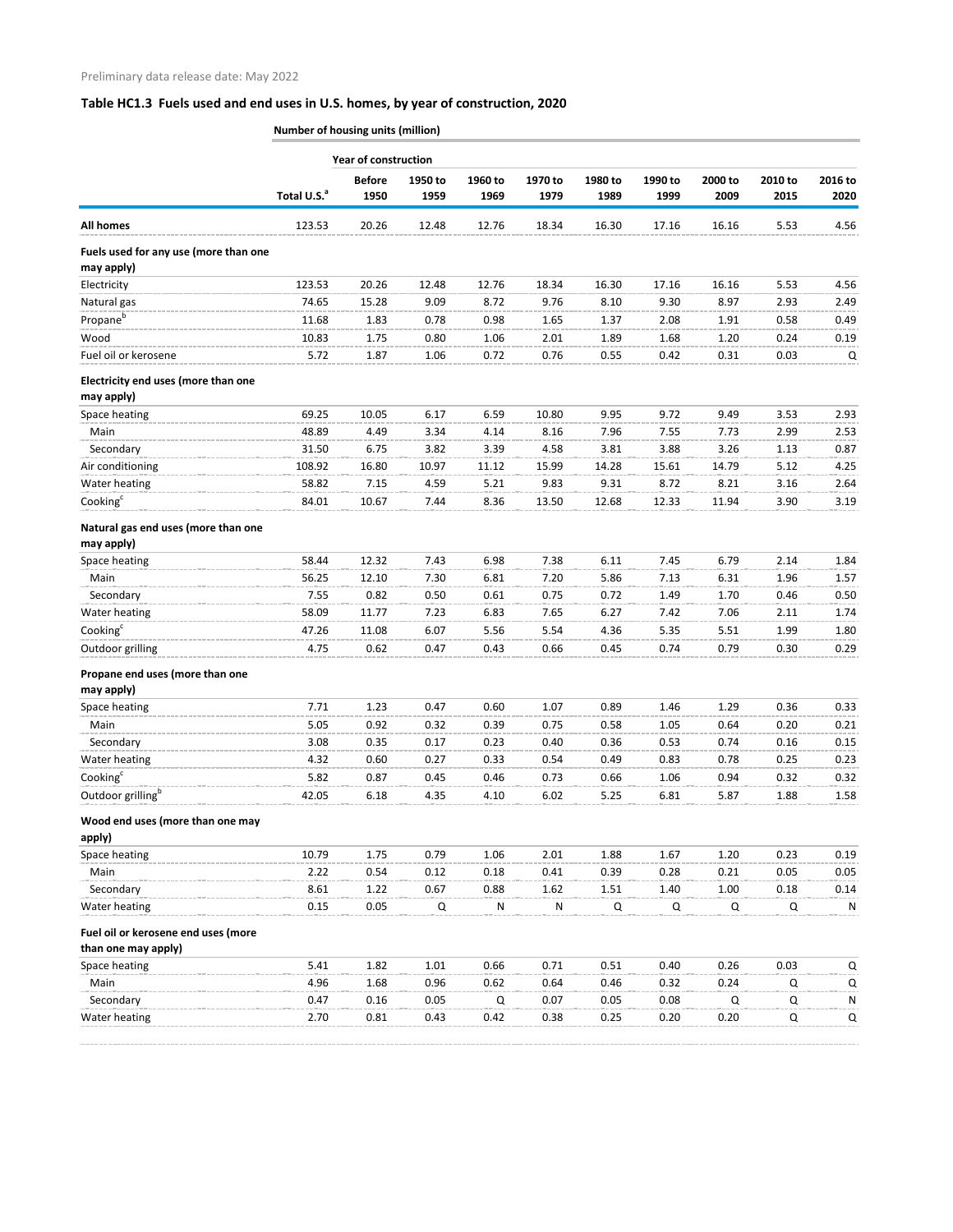Preliminary data release date: May 2022

## Table HC1.3 Fuels used and end uses in U.S. homes, by year of construction, 2020

| | Number of housing units (million) | | | | | | | | | |
|---|---|---|---|---|---|---|---|---|---|---|
| | | Year of construction | | | | | | | | |
| | Total U.S.[a] | Before 1950 | 1950 to 1959 | 1960 to 1969 | 1970 to 1979 | 1980 to 1989 | 1990 to 1999 | 2000 to 2009 | 2010 to 2015 | 2016 to 2020 |
| **All homes** | 123.53 | 20.26 | 12.48 | 12.76 | 18.34 | 16.30 | 17.16 | 16.16 | 5.53 | 4.56 |
| **Fuels used for any use (more than one may apply)** | | | | | | | | | | |
| Electricity | 123.53 | 20.26 | 12.48 | 12.76 | 18.34 | 16.30 | 17.16 | 16.16 | 5.53 | 4.56 |
| Natural gas | 74.65 | 15.28 | 9.09 | 8.72 | 9.76 | 8.10 | 9.30 | 8.97 | 2.93 | 2.49 |
| Propane[b] | 11.68 | 1.83 | 0.78 | 0.98 | 1.65 | 1.37 | 2.08 | 1.91 | 0.58 | 0.49 |
| Wood | 10.83 | 1.75 | 0.80 | 1.06 | 2.01 | 1.89 | 1.68 | 1.20 | 0.24 | 0.19 |
| Fuel oil or kerosene | 5.72 | 1.87 | 1.06 | 0.72 | 0.76 | 0.55 | 0.42 | 0.31 | 0.03 | Q |
| **Electricity end uses (more than one may apply)** | | | | | | | | | | |
| Space heating | 69.25 | 10.05 | 6.17 | 6.59 | 10.80 | 9.95 | 9.72 | 9.49 | 3.53 | 2.93 |
| Main | 48.89 | 4.49 | 3.34 | 4.14 | 8.16 | 7.96 | 7.55 | 7.73 | 2.99 | 2.53 |
| Secondary | 31.50 | 6.75 | 3.82 | 3.39 | 4.58 | 3.81 | 3.88 | 3.26 | 1.13 | 0.87 |
| Air conditioning | 108.92 | 16.80 | 10.97 | 11.12 | 15.99 | 14.28 | 15.61 | 14.79 | 5.12 | 4.25 |
| Water heating | 58.82 | 7.15 | 4.59 | 5.21 | 9.83 | 9.31 | 8.72 | 8.21 | 3.16 | 2.64 |
| Cooking[c] | 84.01 | 10.67 | 7.44 | 8.36 | 13.50 | 12.68 | 12.33 | 11.94 | 3.90 | 3.19 |
| **Natural gas end uses (more than one may apply)** | | | | | | | | | | |
| Space heating | 58.44 | 12.32 | 7.43 | 6.98 | 7.38 | 6.11 | 7.45 | 6.79 | 2.14 | 1.84 |
| Main | 56.25 | 12.10 | 7.30 | 6.81 | 7.20 | 5.86 | 7.13 | 6.31 | 1.96 | 1.57 |
| Secondary | 7.55 | 0.82 | 0.50 | 0.61 | 0.75 | 0.72 | 1.49 | 1.70 | 0.46 | 0.50 |
| Water heating | 58.09 | 11.77 | 7.23 | 6.83 | 7.65 | 6.27 | 7.42 | 7.06 | 2.11 | 1.74 |
| Cooking[c] | 47.26 | 11.08 | 6.07 | 5.56 | 5.54 | 4.36 | 5.35 | 5.51 | 1.99 | 1.80 |
| Outdoor grilling | 4.75 | 0.62 | 0.47 | 0.43 | 0.66 | 0.45 | 0.74 | 0.79 | 0.30 | 0.29 |
| **Propane end uses (more than one may apply)** | | | | | | | | | | |
| Space heating | 7.71 | 1.23 | 0.47 | 0.60 | 1.07 | 0.89 | 1.46 | 1.29 | 0.36 | 0.33 |
| Main | 5.05 | 0.92 | 0.32 | 0.39 | 0.75 | 0.58 | 1.05 | 0.64 | 0.20 | 0.21 |
| Secondary | 3.08 | 0.35 | 0.17 | 0.23 | 0.40 | 0.36 | 0.53 | 0.74 | 0.16 | 0.15 |
| Water heating | 4.32 | 0.60 | 0.27 | 0.33 | 0.54 | 0.49 | 0.83 | 0.78 | 0.25 | 0.23 |
| Cooking[c] | 5.82 | 0.87 | 0.45 | 0.46 | 0.73 | 0.66 | 1.06 | 0.94 | 0.32 | 0.32 |
| Outdoor grilling[b] | 42.05 | 6.18 | 4.35 | 4.10 | 6.02 | 5.25 | 6.81 | 5.87 | 1.88 | 1.58 |
| **Wood end uses (more than one may apply)** | | | | | | | | | | |
| Space heating | 10.79 | 1.75 | 0.79 | 1.06 | 2.01 | 1.88 | 1.67 | 1.20 | 0.23 | 0.19 |
| Main | 2.22 | 0.54 | 0.12 | 0.18 | 0.41 | 0.39 | 0.28 | 0.21 | 0.05 | 0.05 |
| Secondary | 8.61 | 1.22 | 0.67 | 0.88 | 1.62 | 1.51 | 1.40 | 1.00 | 0.18 | 0.14 |
| Water heating | 0.15 | 0.05 | Q | N | N | Q | Q | Q | Q | N |
| **Fuel oil or kerosene end uses (more than one may apply)** | | | | | | | | | | |
| Space heating | 5.41 | 1.82 | 1.01 | 0.66 | 0.71 | 0.51 | 0.40 | 0.26 | 0.03 | Q |
| Main | 4.96 | 1.68 | 0.96 | 0.62 | 0.64 | 0.46 | 0.32 | 0.24 | Q | Q |
| Secondary | 0.47 | 0.16 | 0.05 | Q | 0.07 | 0.05 | 0.08 | Q | Q | N |
| Water heating | 2.70 | 0.81 | 0.43 | 0.42 | 0.38 | 0.25 | 0.20 | 0.20 | Q | Q |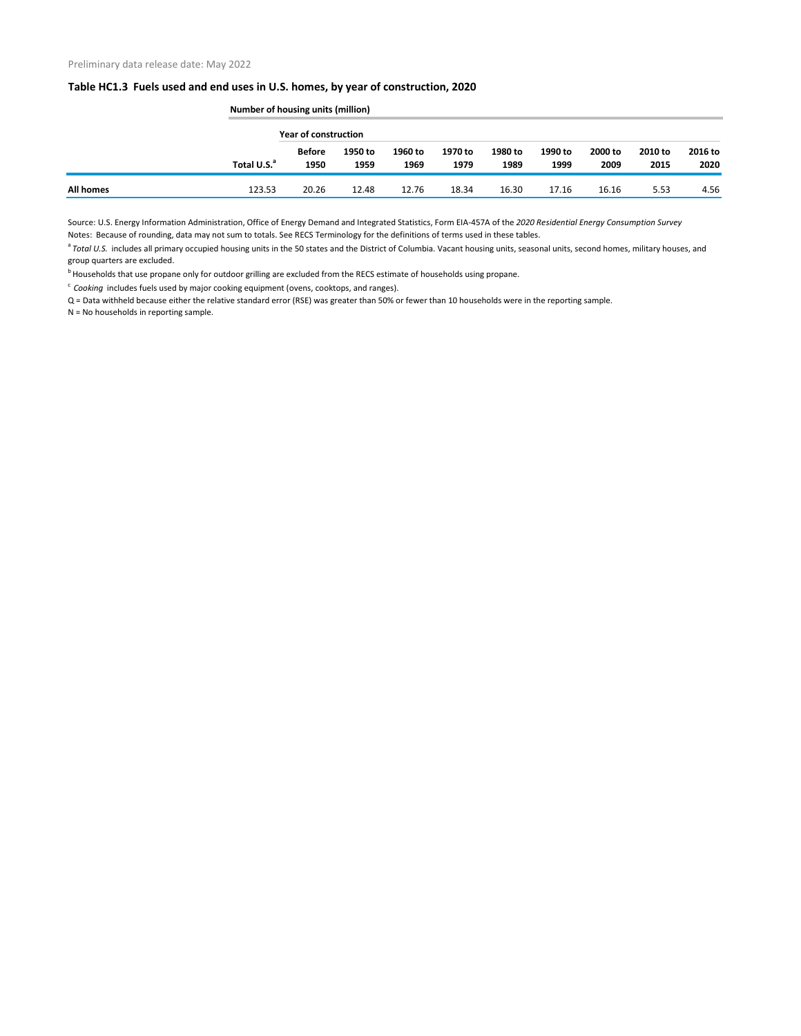Preliminary data release date: May 2022

### Table HC1.3 Fuels used and end uses in U.S. homes, by year of construction, 2020

| | Number of housing units (million) | | | | | | | | | |
|---|---|---|---|---|---|---|---|---|---|---|
| | | Year of construction | | | | | | | | |
| | Total U.S.[a] | Before 1950 | 1950 to 1959 | 1960 to 1969 | 1970 to 1979 | 1980 to 1989 | 1990 to 1999 | 2000 to 2009 | 2010 to 2015 | 2016 to 2020 |
| **All homes** | 123.53 | 20.26 | 12.48 | 12.76 | 18.34 | 16.30 | 17.16 | 16.16 | 5.53 | 4.56 |

Source: U.S. Energy Information Administration, Office of Energy Demand and Integrated Statistics, Form EIA-457A of the *2020 Residential Energy Consumption Survey*

Notes: Because of rounding, data may not sum to totals. See RECS Terminology for the definitions of terms used in these tables.

[a] *Total U.S.* includes all primary occupied housing units in the 50 states and the District of Columbia. Vacant housing units, seasonal units, second homes, military houses, and group quarters are excluded.

[b] Households that use propane only for outdoor grilling are excluded from the RECS estimate of households using propane.

[c] *Cooking* includes fuels used by major cooking equipment (ovens, cooktops, and ranges).

Q = Data withheld because either the relative standard error (RSE) was greater than 50% or fewer than 10 households were in the reporting sample.

N = No households in reporting sample.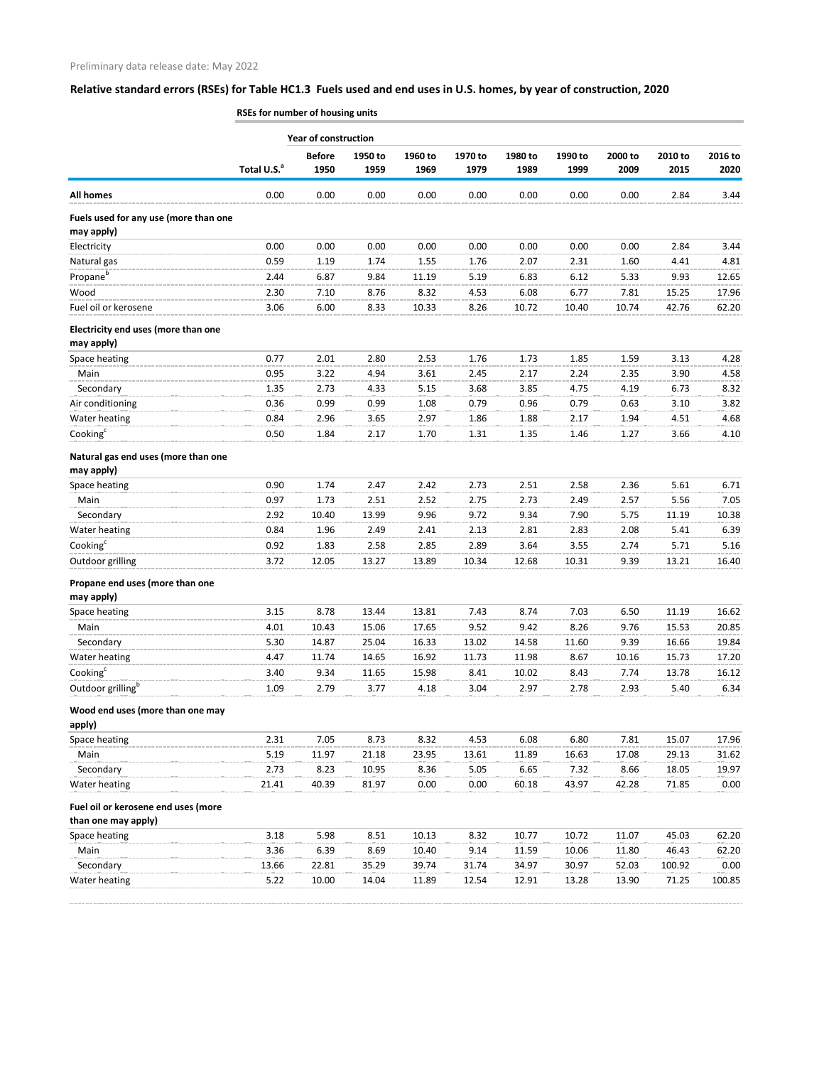Preliminary data release date: May 2022

## Relative standard errors (RSEs) for Table HC1.3 Fuels used and end uses in U.S. homes, by year of construction, 2020

| | RSEs for number of housing units | | | | | | | | | |
|---|---|---|---|---|---|---|---|---|---|---|
| | | Year of construction | | | | | | | | |
| | Total U.S.[a] | Before 1950 | 1950 to 1959 | 1960 to 1969 | 1970 to 1979 | 1980 to 1989 | 1990 to 1999 | 2000 to 2009 | 2010 to 2015 | 2016 to 2020 |
| **All homes** | 0.00 | 0.00 | 0.00 | 0.00 | 0.00 | 0.00 | 0.00 | 0.00 | 2.84 | 3.44 |
| **Fuels used for any use (more than one may apply)** | | | | | | | | | | |
| Electricity | 0.00 | 0.00 | 0.00 | 0.00 | 0.00 | 0.00 | 0.00 | 0.00 | 2.84 | 3.44 |
| Natural gas | 0.59 | 1.19 | 1.74 | 1.55 | 1.76 | 2.07 | 2.31 | 1.60 | 4.41 | 4.81 |
| Propane[b] | 2.44 | 6.87 | 9.84 | 11.19 | 5.19 | 6.83 | 6.12 | 5.33 | 9.93 | 12.65 |
| Wood | 2.30 | 7.10 | 8.76 | 8.32 | 4.53 | 6.08 | 6.77 | 7.81 | 15.25 | 17.96 |
| Fuel oil or kerosene | 3.06 | 6.00 | 8.33 | 10.33 | 8.26 | 10.72 | 10.40 | 10.74 | 42.76 | 62.20 |
| **Electricity end uses (more than one may apply)** | | | | | | | | | | |
| Space heating | 0.77 | 2.01 | 2.80 | 2.53 | 1.76 | 1.73 | 1.85 | 1.59 | 3.13 | 4.28 |
| Main | 0.95 | 3.22 | 4.94 | 3.61 | 2.45 | 2.17 | 2.24 | 2.35 | 3.90 | 4.58 |
| Secondary | 1.35 | 2.73 | 4.33 | 5.15 | 3.68 | 3.85 | 4.75 | 4.19 | 6.73 | 8.32 |
| Air conditioning | 0.36 | 0.99 | 0.99 | 1.08 | 0.79 | 0.96 | 0.79 | 0.63 | 3.10 | 3.82 |
| Water heating | 0.84 | 2.96 | 3.65 | 2.97 | 1.86 | 1.88 | 2.17 | 1.94 | 4.51 | 4.68 |
| Cooking[c] | 0.50 | 1.84 | 2.17 | 1.70 | 1.31 | 1.35 | 1.46 | 1.27 | 3.66 | 4.10 |
| **Natural gas end uses (more than one may apply)** | | | | | | | | | | |
| Space heating | 0.90 | 1.74 | 2.47 | 2.42 | 2.73 | 2.51 | 2.58 | 2.36 | 5.61 | 6.71 |
| Main | 0.97 | 1.73 | 2.51 | 2.52 | 2.75 | 2.73 | 2.49 | 2.57 | 5.56 | 7.05 |
| Secondary | 2.92 | 10.40 | 13.99 | 9.96 | 9.72 | 9.34 | 7.90 | 5.75 | 11.19 | 10.38 |
| Water heating | 0.84 | 1.96 | 2.49 | 2.41 | 2.13 | 2.81 | 2.83 | 2.08 | 5.41 | 6.39 |
| Cooking[c] | 0.92 | 1.83 | 2.58 | 2.85 | 2.89 | 3.64 | 3.55 | 2.74 | 5.71 | 5.16 |
| Outdoor grilling | 3.72 | 12.05 | 13.27 | 13.89 | 10.34 | 12.68 | 10.31 | 9.39 | 13.21 | 16.40 |
| **Propane end uses (more than one may apply)** | | | | | | | | | | |
| Space heating | 3.15 | 8.78 | 13.44 | 13.81 | 7.43 | 8.74 | 7.03 | 6.50 | 11.19 | 16.62 |
| Main | 4.01 | 10.43 | 15.06 | 17.65 | 9.52 | 9.42 | 8.26 | 9.76 | 15.53 | 20.85 |
| Secondary | 5.30 | 14.87 | 25.04 | 16.33 | 13.02 | 14.58 | 11.60 | 9.39 | 16.66 | 19.84 |
| Water heating | 4.47 | 11.74 | 14.65 | 16.92 | 11.73 | 11.98 | 8.67 | 10.16 | 15.73 | 17.20 |
| Cooking[c] | 3.40 | 9.34 | 11.65 | 15.98 | 8.41 | 10.02 | 8.43 | 7.74 | 13.78 | 16.12 |
| Outdoor grilling[b] | 1.09 | 2.79 | 3.77 | 4.18 | 3.04 | 2.97 | 2.78 | 2.93 | 5.40 | 6.34 |
| **Wood end uses (more than one may apply)** | | | | | | | | | | |
| Space heating | 2.31 | 7.05 | 8.73 | 8.32 | 4.53 | 6.08 | 6.80 | 7.81 | 15.07 | 17.96 |
| Main | 5.19 | 11.97 | 21.18 | 23.95 | 13.61 | 11.89 | 16.63 | 17.08 | 29.13 | 31.62 |
| Secondary | 2.73 | 8.23 | 10.95 | 8.36 | 5.05 | 6.65 | 7.32 | 8.66 | 18.05 | 19.97 |
| Water heating | 21.41 | 40.39 | 81.97 | 0.00 | 0.00 | 60.18 | 43.97 | 42.28 | 71.85 | 0.00 |
| **Fuel oil or kerosene end uses (more than one may apply)** | | | | | | | | | | |
| Space heating | 3.18 | 5.98 | 8.51 | 10.13 | 8.32 | 10.77 | 10.72 | 11.07 | 45.03 | 62.20 |
| Main | 3.36 | 6.39 | 8.69 | 10.40 | 9.14 | 11.59 | 10.06 | 11.80 | 46.43 | 62.20 |
| Secondary | 13.66 | 22.81 | 35.29 | 39.74 | 31.74 | 34.97 | 30.97 | 52.03 | 100.92 | 0.00 |
| Water heating | 5.22 | 10.00 | 14.04 | 11.89 | 12.54 | 12.91 | 13.28 | 13.90 | 71.25 | 100.85 |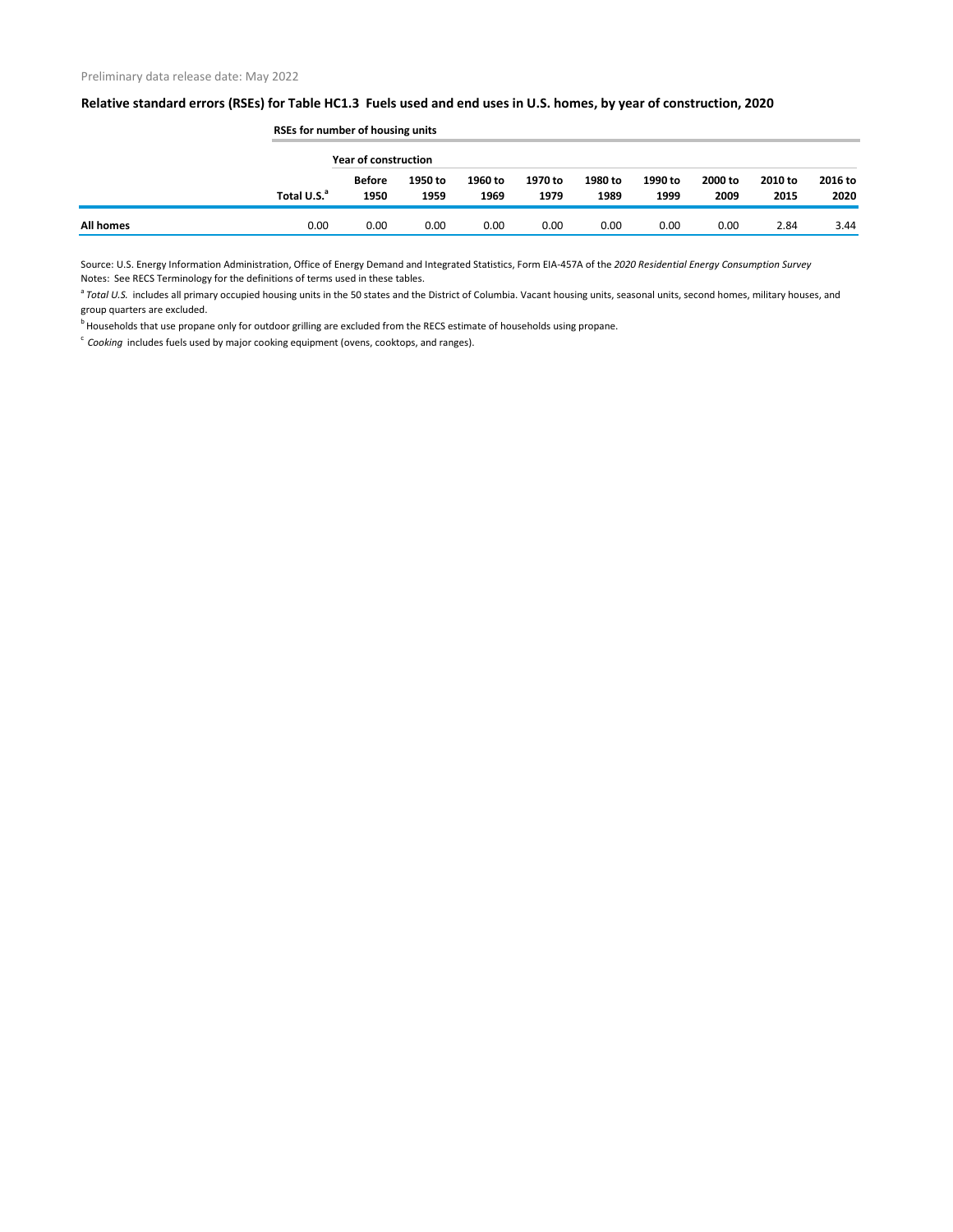Preliminary data release date: May 2022

## Relative standard errors (RSEs) for Table HC1.3 Fuels used and end uses in U.S. homes, by year of construction, 2020

| | RSEs for number of housing units | | | | | | | | | |
|---|---|---|---|---|---|---|---|---|---|---|
| | | Year of construction | | | | | | | | |
| | Total U.S.[a] | Before 1950 | 1950 to 1959 | 1960 to 1969 | 1970 to 1979 | 1980 to 1989 | 1990 to 1999 | 2000 to 2009 | 2010 to 2015 | 2016 to 2020 |
| **All homes** | 0.00 | 0.00 | 0.00 | 0.00 | 0.00 | 0.00 | 0.00 | 0.00 | 2.84 | 3.44 |

Source: U.S. Energy Information Administration, Office of Energy Demand and Integrated Statistics, Form EIA-457A of the *2020 Residential Energy Consumption Survey*

Notes: See RECS Terminology for the definitions of terms used in these tables.

[a] *Total U.S.* includes all primary occupied housing units in the 50 states and the District of Columbia. Vacant housing units, seasonal units, second homes, military houses, and group quarters are excluded.

[b] Households that use propane only for outdoor grilling are excluded from the RECS estimate of households using propane.

[c] *Cooking* includes fuels used by major cooking equipment (ovens, cooktops, and ranges).